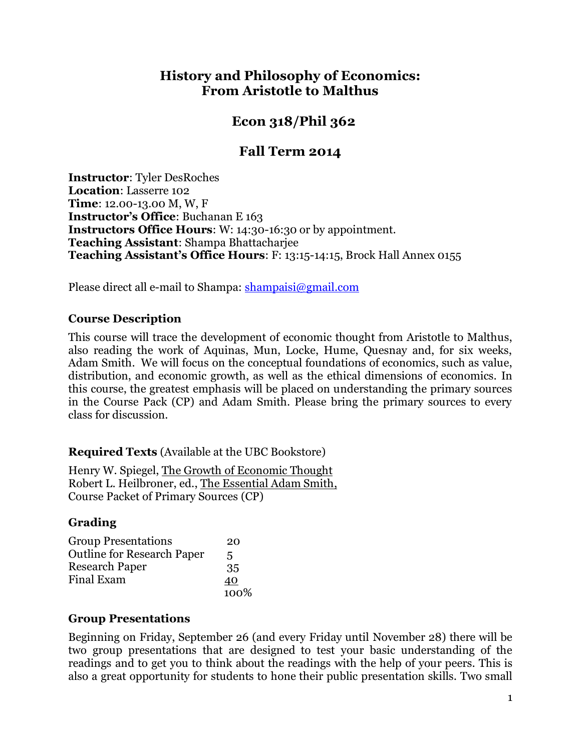# History and Philosophy of Economics: From Aristotle to Malthus

## Econ 318/Phil 362

## Fall Term 2014

**Instructor**: Tyler DesRoches
**Location**: Lasserre 102
**Time**: 12.00-13.00 M, W, F
**Instructor's Office**: Buchanan E 163
**Instructors Office Hours**: W: 14:30-16:30 or by appointment.
**Teaching Assistant**: Shampa Bhattacharjee
**Teaching Assistant's Office Hours**: F: 13:15-14:15, Brock Hall Annex 0155

Please direct all e-mail to Shampa: shampaisi@gmail.com

### Course Description

This course will trace the development of economic thought from Aristotle to Malthus, also reading the work of Aquinas, Mun, Locke, Hume, Quesnay and, for six weeks, Adam Smith. We will focus on the conceptual foundations of economics, such as value, distribution, and economic growth, as well as the ethical dimensions of economics. In this course, the greatest emphasis will be placed on understanding the primary sources in the Course Pack (CP) and Adam Smith. Please bring the primary sources to every class for discussion.

### Required Texts (Available at the UBC Bookstore)

Henry W. Spiegel, The Growth of Economic Thought
Robert L. Heilbroner, ed., The Essential Adam Smith,
Course Packet of Primary Sources (CP)

### Grading

| | |
|---|---|
| Group Presentations | 20 |
| Outline for Research Paper | 5 |
| Research Paper | 35 |
| Final Exam | 40 |
| | 100% |

### Group Presentations

Beginning on Friday, September 26 (and every Friday until November 28) there will be two group presentations that are designed to test your basic understanding of the readings and to get you to think about the readings with the help of your peers. This is also a great opportunity for students to hone their public presentation skills. Two small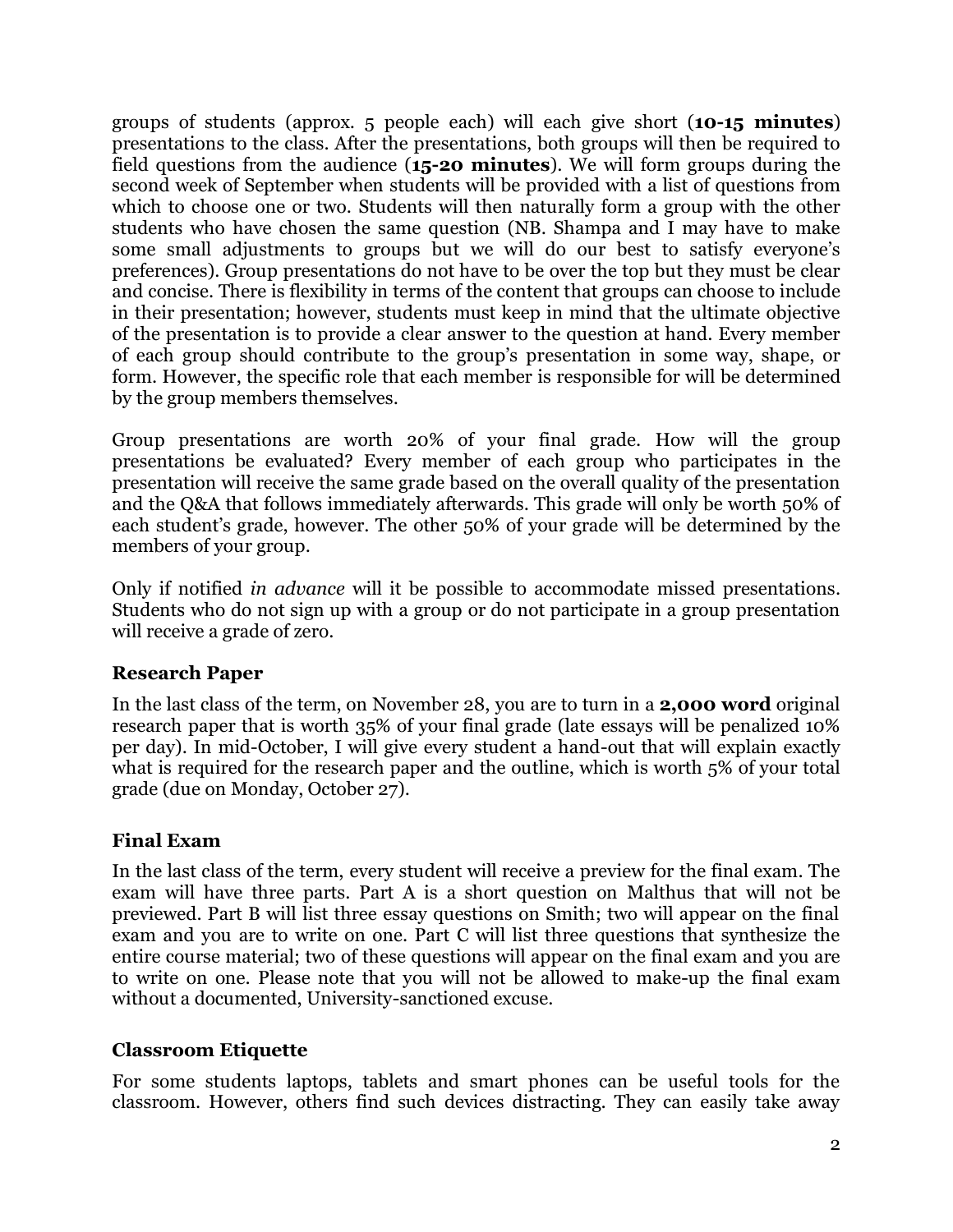groups of students (approx. 5 people each) will each give short (**10-15 minutes**) presentations to the class. After the presentations, both groups will then be required to field questions from the audience (**15-20 minutes**). We will form groups during the second week of September when students will be provided with a list of questions from which to choose one or two. Students will then naturally form a group with the other students who have chosen the same question (NB. Shampa and I may have to make some small adjustments to groups but we will do our best to satisfy everyone's preferences). Group presentations do not have to be over the top but they must be clear and concise. There is flexibility in terms of the content that groups can choose to include in their presentation; however, students must keep in mind that the ultimate objective of the presentation is to provide a clear answer to the question at hand. Every member of each group should contribute to the group's presentation in some way, shape, or form. However, the specific role that each member is responsible for will be determined by the group members themselves.

Group presentations are worth 20% of your final grade. How will the group presentations be evaluated? Every member of each group who participates in the presentation will receive the same grade based on the overall quality of the presentation and the Q&A that follows immediately afterwards. This grade will only be worth 50% of each student's grade, however. The other 50% of your grade will be determined by the members of your group.

Only if notified *in advance* will it be possible to accommodate missed presentations. Students who do not sign up with a group or do not participate in a group presentation will receive a grade of zero.

### Research Paper

In the last class of the term, on November 28, you are to turn in a **2,000 word** original research paper that is worth 35% of your final grade (late essays will be penalized 10% per day). In mid-October, I will give every student a hand-out that will explain exactly what is required for the research paper and the outline, which is worth 5% of your total grade (due on Monday, October 27).

### Final Exam

In the last class of the term, every student will receive a preview for the final exam. The exam will have three parts. Part A is a short question on Malthus that will not be previewed. Part B will list three essay questions on Smith; two will appear on the final exam and you are to write on one. Part C will list three questions that synthesize the entire course material; two of these questions will appear on the final exam and you are to write on one. Please note that you will not be allowed to make-up the final exam without a documented, University-sanctioned excuse.

### Classroom Etiquette

For some students laptops, tablets and smart phones can be useful tools for the classroom. However, others find such devices distracting. They can easily take away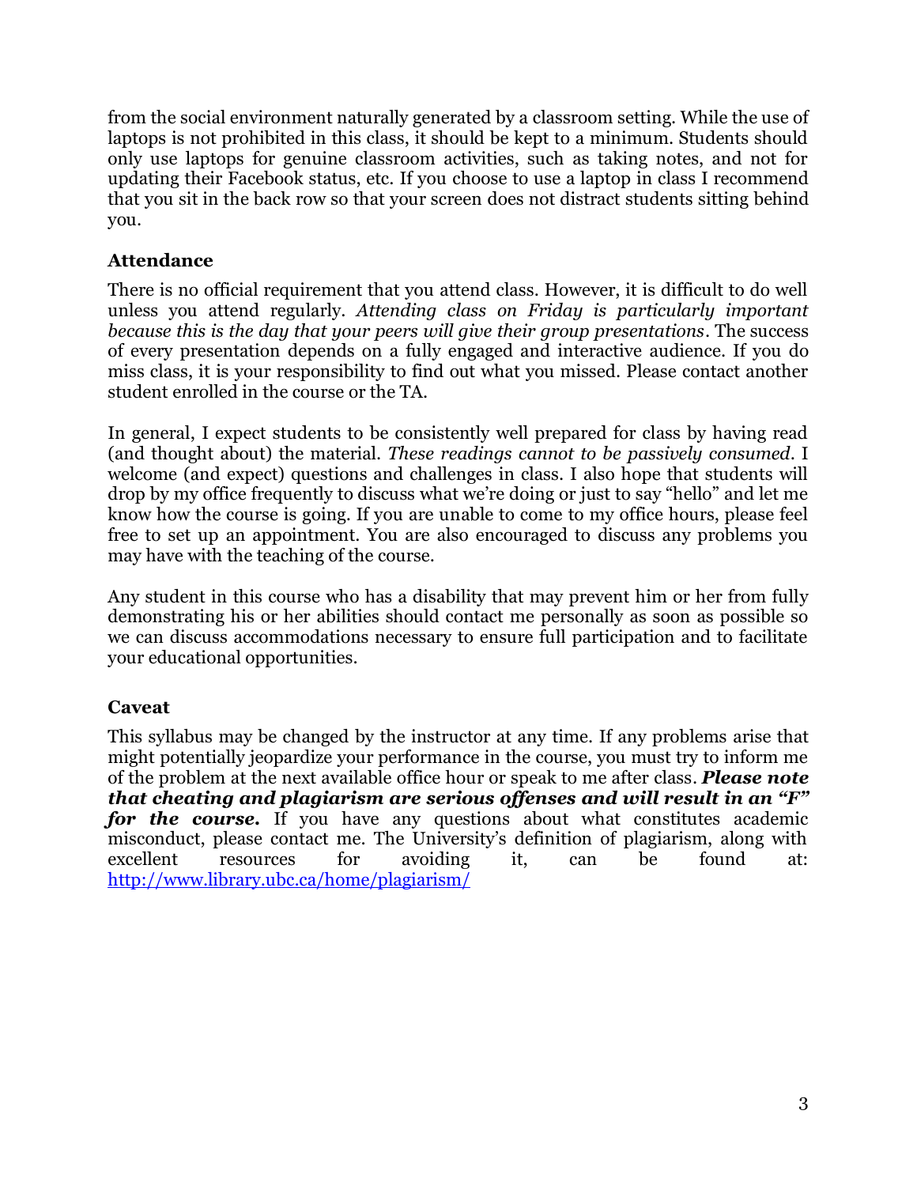from the social environment naturally generated by a classroom setting. While the use of laptops is not prohibited in this class, it should be kept to a minimum. Students should only use laptops for genuine classroom activities, such as taking notes, and not for updating their Facebook status, etc. If you choose to use a laptop in class I recommend that you sit in the back row so that your screen does not distract students sitting behind you.

### Attendance

There is no official requirement that you attend class. However, it is difficult to do well unless you attend regularly. *Attending class on Friday is particularly important because this is the day that your peers will give their group presentations*. The success of every presentation depends on a fully engaged and interactive audience. If you do miss class, it is your responsibility to find out what you missed. Please contact another student enrolled in the course or the TA.

In general, I expect students to be consistently well prepared for class by having read (and thought about) the material. *These readings cannot to be passively consumed*. I welcome (and expect) questions and challenges in class. I also hope that students will drop by my office frequently to discuss what we're doing or just to say "hello" and let me know how the course is going. If you are unable to come to my office hours, please feel free to set up an appointment. You are also encouraged to discuss any problems you may have with the teaching of the course.

Any student in this course who has a disability that may prevent him or her from fully demonstrating his or her abilities should contact me personally as soon as possible so we can discuss accommodations necessary to ensure full participation and to facilitate your educational opportunities.

### Caveat

This syllabus may be changed by the instructor at any time. If any problems arise that might potentially jeopardize your performance in the course, you must try to inform me of the problem at the next available office hour or speak to me after class. ***Please note that cheating and plagiarism are serious offenses and will result in an "F" for the course.*** If you have any questions about what constitutes academic misconduct, please contact me. The University's definition of plagiarism, along with excellent resources for avoiding it, can be found at: [http://www.library.ubc.ca/home/plagiarism/](http://www.library.ubc.ca/home/plagiarism/)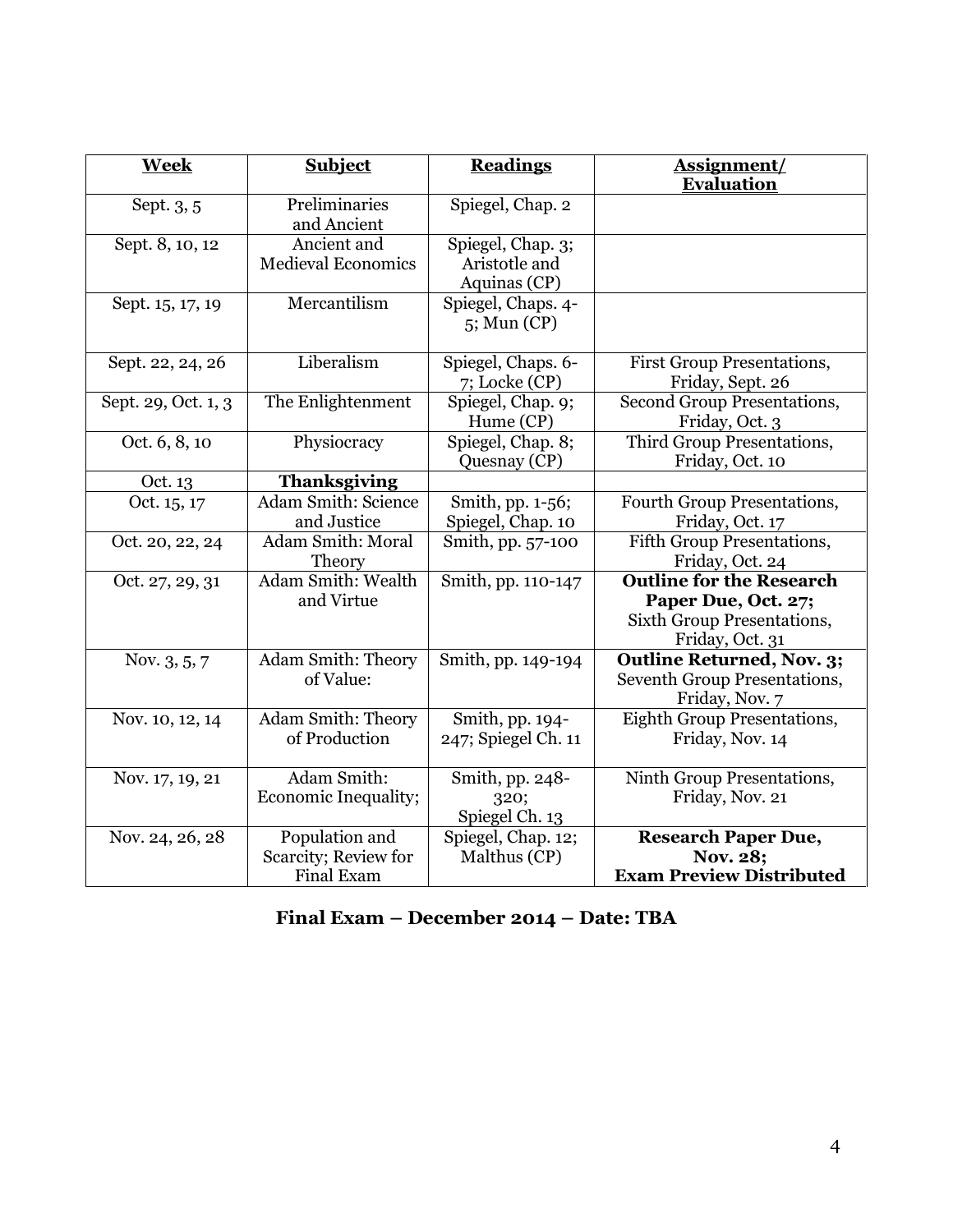| Week | Subject | Readings | Assignment/ Evaluation |
|---|---|---|---|
| Sept. 3, 5 | Preliminaries and Ancient | Spiegel, Chap. 2 | |
| Sept. 8, 10, 12 | Ancient and Medieval Economics | Spiegel, Chap. 3; Aristotle and Aquinas (CP) | |
| Sept. 15, 17, 19 | Mercantilism | Spiegel, Chaps. 4-5; Mun (CP) | |
| Sept. 22, 24, 26 | Liberalism | Spiegel, Chaps. 6-7; Locke (CP) | First Group Presentations, Friday, Sept. 26 |
| Sept. 29, Oct. 1, 3 | The Enlightenment | Spiegel, Chap. 9; Hume (CP) | Second Group Presentations, Friday, Oct. 3 |
| Oct. 6, 8, 10 | Physiocracy | Spiegel, Chap. 8; Quesnay (CP) | Third Group Presentations, Friday, Oct. 10 |
| Oct. 13 | **Thanksgiving** | | |
| Oct. 15, 17 | Adam Smith: Science and Justice | Smith, pp. 1-56; Spiegel, Chap. 10 | Fourth Group Presentations, Friday, Oct. 17 |
| Oct. 20, 22, 24 | Adam Smith: Moral Theory | Smith, pp. 57-100 | Fifth Group Presentations, Friday, Oct. 24 |
| Oct. 27, 29, 31 | Adam Smith: Wealth and Virtue | Smith, pp. 110-147 | **Outline for the Research Paper Due, Oct. 27;** Sixth Group Presentations, Friday, Oct. 31 |
| Nov. 3, 5, 7 | Adam Smith: Theory of Value: | Smith, pp. 149-194 | **Outline Returned, Nov. 3;** Seventh Group Presentations, Friday, Nov. 7 |
| Nov. 10, 12, 14 | Adam Smith: Theory of Production | Smith, pp. 194-247; Spiegel Ch. 11 | Eighth Group Presentations, Friday, Nov. 14 |
| Nov. 17, 19, 21 | Adam Smith: Economic Inequality; | Smith, pp. 248-320; Spiegel Ch. 13 | Ninth Group Presentations, Friday, Nov. 21 |
| Nov. 24, 26, 28 | Population and Scarcity; Review for Final Exam | Spiegel, Chap. 12; Malthus (CP) | **Research Paper Due, Nov. 28; Exam Preview Distributed** |

**Final Exam – December 2014 – Date: TBA**